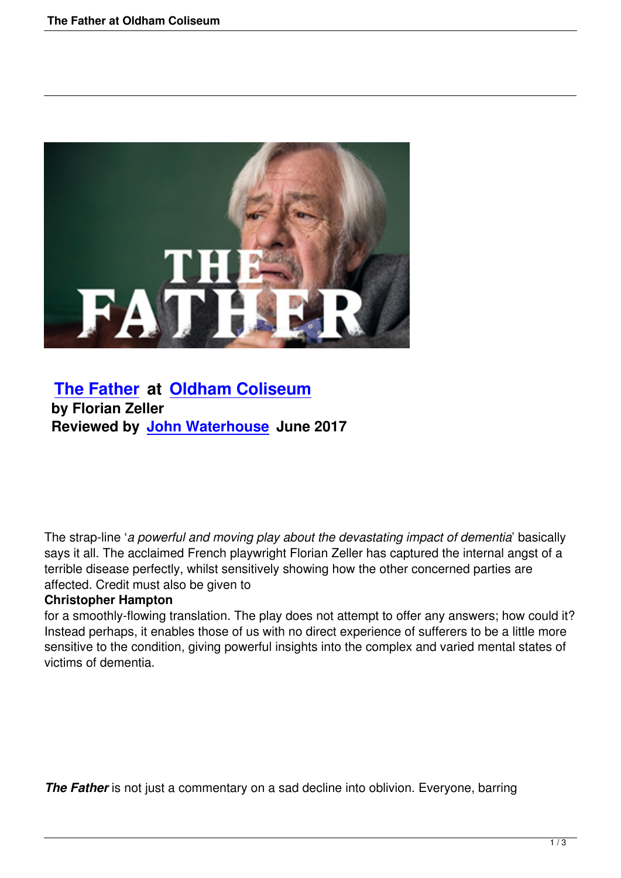## The Father at Oldham Coliseum

**by Florian Zeller**

**Reviewed by John Waterhouse June 2017**

The strap-line '*a powerful and moving play about the devastating impact of dementia*' basically says it all. The acclaimed French playwright Florian Zeller has captured the internal angst of a terrible disease perfectly, whilst sensitively showing how the other concerned parties are affected. Credit must also be given to **Christopher Hampton** for a smoothly-flowing translation. The play does not attempt to offer any answers; how could it? Instead perhaps, it enables those of us with no direct experience of sufferers to be a little more sensitive to the condition, giving powerful insights into the complex and varied mental states of victims of dementia.

***The Father*** is not just a commentary on a sad decline into oblivion. Everyone, barring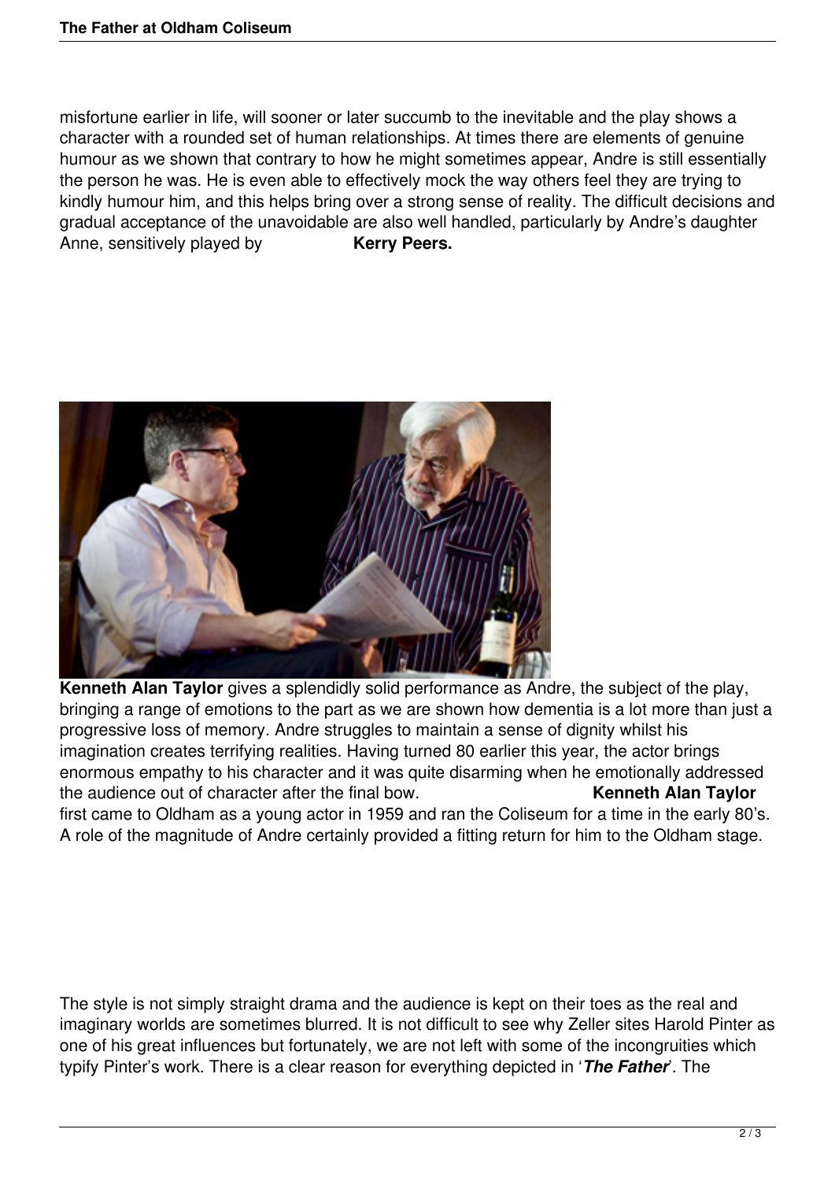misfortune earlier in life, will sooner or later succumb to the inevitable and the play shows a character with a rounded set of human relationships. At times there are elements of genuine humour as we shown that contrary to how he might sometimes appear, Andre is still essentially the person he was. He is even able to effectively mock the way others feel they are trying to kindly humour him, and this helps bring over a strong sense of reality. The difficult decisions and gradual acceptance of the unavoidable are also well handled, particularly by Andre's daughter Anne, sensitively played by **Kerry Peers.**

**Kenneth Alan Taylor** gives a splendidly solid performance as Andre, the subject of the play, bringing a range of emotions to the part as we are shown how dementia is a lot more than just a progressive loss of memory. Andre struggles to maintain a sense of dignity whilst his imagination creates terrifying realities. Having turned 80 earlier this year, the actor brings enormous empathy to his character and it was quite disarming when he emotionally addressed the audience out of character after the final bow. **Kenneth Alan Taylor** first came to Oldham as a young actor in 1959 and ran the Coliseum for a time in the early 80's. A role of the magnitude of Andre certainly provided a fitting return for him to the Oldham stage.

The style is not simply straight drama and the audience is kept on their toes as the real and imaginary worlds are sometimes blurred. It is not difficult to see why Zeller sites Harold Pinter as one of his great influences but fortunately, we are not left with some of the incongruities which typify Pinter's work. There is a clear reason for everything depicted in '***The Father***'. The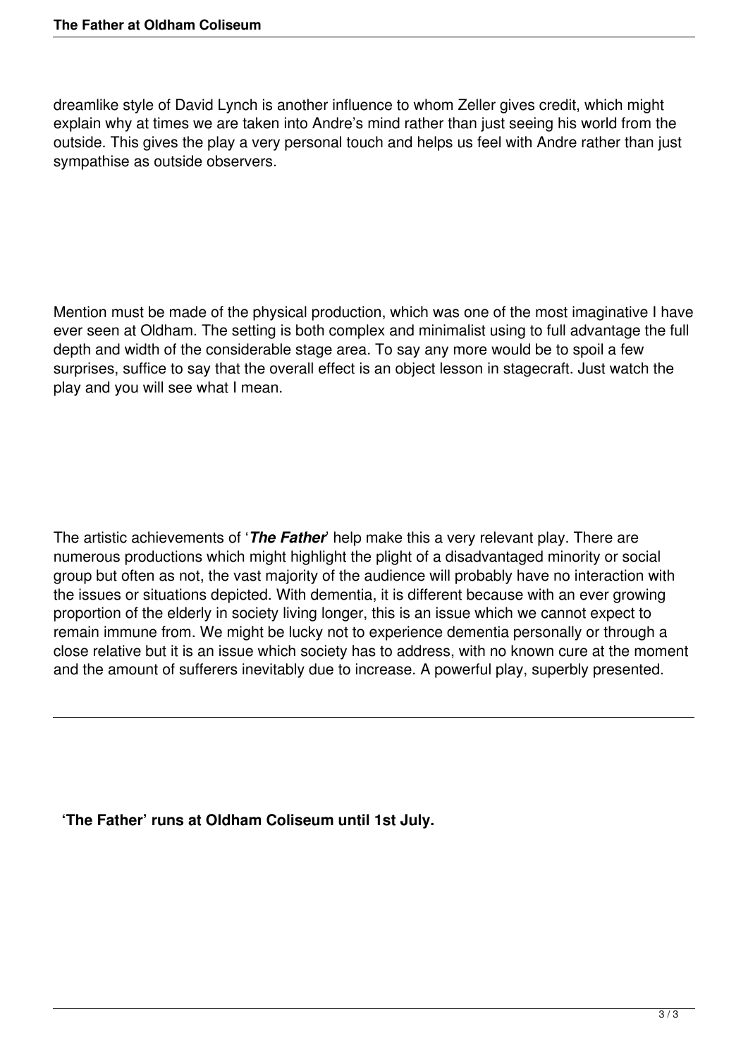dreamlike style of David Lynch is another influence to whom Zeller gives credit, which might explain why at times we are taken into Andre's mind rather than just seeing his world from the outside. This gives the play a very personal touch and helps us feel with Andre rather than just sympathise as outside observers.

Mention must be made of the physical production, which was one of the most imaginative I have ever seen at Oldham. The setting is both complex and minimalist using to full advantage the full depth and width of the considerable stage area. To say any more would be to spoil a few surprises, suffice to say that the overall effect is an object lesson in stagecraft. Just watch the play and you will see what I mean.

The artistic achievements of '***The Father***' help make this a very relevant play. There are numerous productions which might highlight the plight of a disadvantaged minority or social group but often as not, the vast majority of the audience will probably have no interaction with the issues or situations depicted. With dementia, it is different because with an ever growing proportion of the elderly in society living longer, this is an issue which we cannot expect to remain immune from. We might be lucky not to experience dementia personally or through a close relative but it is an issue which society has to address, with no known cure at the moment and the amount of sufferers inevitably due to increase. A powerful play, superbly presented.

---

**'The Father' runs at Oldham Coliseum until 1st July.**